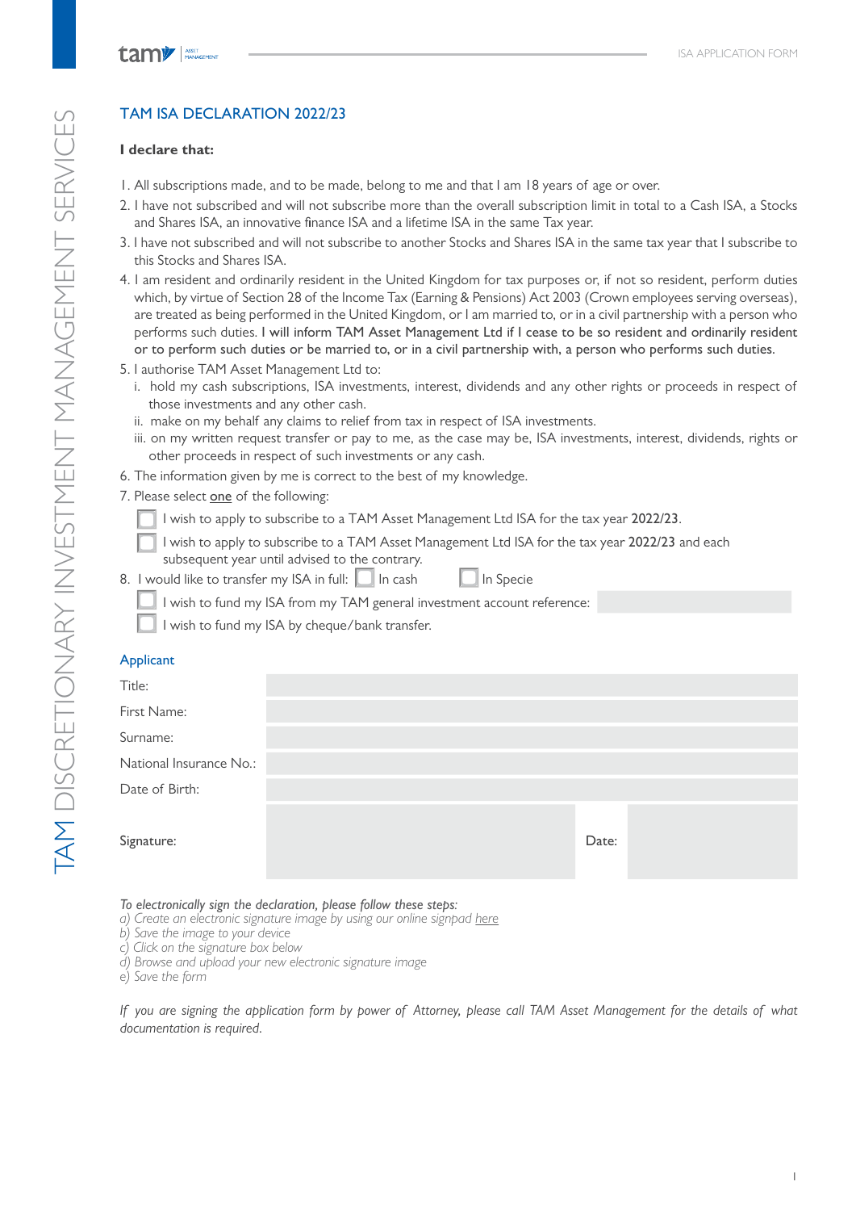## TAM ISA DECLARATION 2022/23

**I declare that:**

1. All subscriptions made, and to be made, belong to me and that I am 18 years of age or over.
2. I have not subscribed and will not subscribe more than the overall subscription limit in total to a Cash ISA, a Stocks and Shares ISA, an innovative finance ISA and a lifetime ISA in the same Tax year.
3. I have not subscribed and will not subscribe to another Stocks and Shares ISA in the same tax year that I subscribe to this Stocks and Shares ISA.
4. I am resident and ordinarily resident in the United Kingdom for tax purposes or, if not so resident, perform duties which, by virtue of Section 28 of the Income Tax (Earning & Pensions) Act 2003 (Crown employees serving overseas), are treated as being performed in the United Kingdom, or I am married to, or in a civil partnership with a person who performs such duties. **I will inform TAM Asset Management Ltd if I cease to be so resident and ordinarily resident or to perform such duties or be married to, or in a civil partnership with, a person who performs such duties.**
5. I authorise TAM Asset Management Ltd to:
   i. hold my cash subscriptions, ISA investments, interest, dividends and any other rights or proceeds in respect of those investments and any other cash.
   ii. make on my behalf any claims to relief from tax in respect of ISA investments.
   iii. on my written request transfer or pay to me, as the case may be, ISA investments, interest, dividends, rights or other proceeds in respect of such investments or any cash.
6. The information given by me is correct to the best of my knowledge.
7. Please select one of the following:
   - ☐ I wish to apply to subscribe to a TAM Asset Management Ltd ISA for the tax year **2022/23**.
   - ☐ I wish to apply to subscribe to a TAM Asset Management Ltd ISA for the tax year **2022/23** and each subsequent year until advised to the contrary.
8. I would like to transfer my ISA in full: ☐ In cash ☐ In Specie
   - ☐ I wish to fund my ISA from my TAM general investment account reference:
   - ☐ I wish to fund my ISA by cheque/bank transfer.

### Applicant

| | |
|---|---|
| Title: | |
| First Name: | |
| Surname: | |
| National Insurance No.: | |
| Date of Birth: | |
| Signature: | Date: |

*To electronically sign the declaration, please follow these steps:*
*a) Create an electronic signature image by using our online signpad here*
*b) Save the image to your device*
*c) Click on the signature box below*
*d) Browse and upload your new electronic signature image*
*e) Save the form*

*If you are signing the application form by power of Attorney, please call TAM Asset Management for the details of what documentation is required.*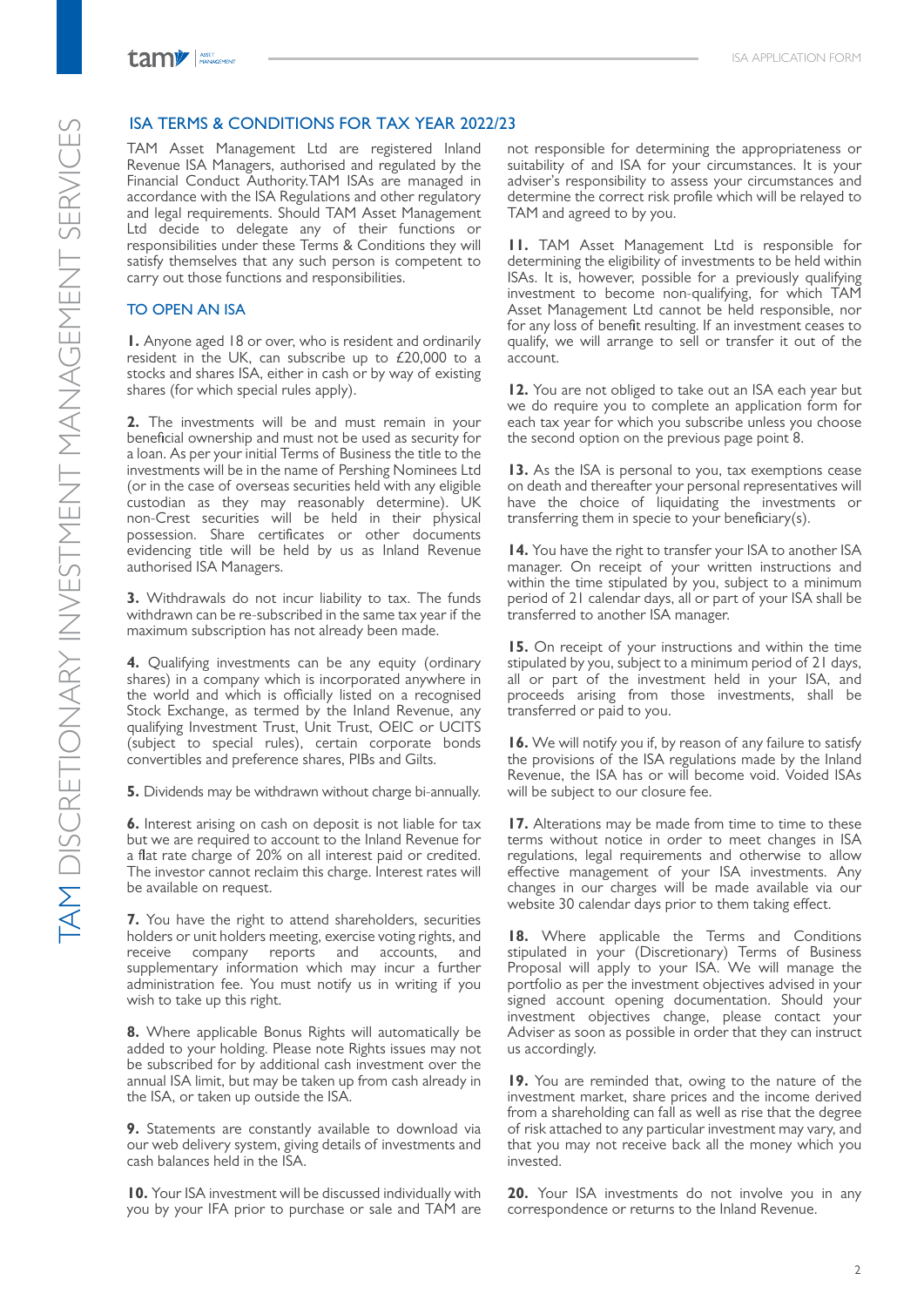## ISA TERMS & CONDITIONS FOR TAX YEAR 2022/23

TAM Asset Management Ltd are registered Inland Revenue ISA Managers, authorised and regulated by the Financial Conduct Authority. TAM ISAs are managed in accordance with the ISA Regulations and other regulatory and legal requirements. Should TAM Asset Management Ltd decide to delegate any of their functions or responsibilities under these Terms & Conditions they will satisfy themselves that any such person is competent to carry out those functions and responsibilities.

### TO OPEN AN ISA

**1.** Anyone aged 18 or over, who is resident and ordinarily resident in the UK, can subscribe up to £20,000 to a stocks and shares ISA, either in cash or by way of existing shares (for which special rules apply).

**2.** The investments will be and must remain in your beneficial ownership and must not be used as security for a loan. As per your initial Terms of Business the title to the investments will be in the name of Pershing Nominees Ltd (or in the case of overseas securities held with any eligible custodian as they may reasonably determine). UK non-Crest securities will be held in their physical possession. Share certificates or other documents evidencing title will be held by us as Inland Revenue authorised ISA Managers.

**3.** Withdrawals do not incur liability to tax. The funds withdrawn can be re-subscribed in the same tax year if the maximum subscription has not already been made.

**4.** Qualifying investments can be any equity (ordinary shares) in a company which is incorporated anywhere in the world and which is officially listed on a recognised Stock Exchange, as termed by the Inland Revenue, any qualifying Investment Trust, Unit Trust, OEIC or UCITS (subject to special rules), certain corporate bonds convertibles and preference shares, PIBs and Gilts.

**5.** Dividends may be withdrawn without charge bi-annually.

**6.** Interest arising on cash on deposit is not liable for tax but we are required to account to the Inland Revenue for a flat rate charge of 20% on all interest paid or credited. The investor cannot reclaim this charge. Interest rates will be available on request.

**7.** You have the right to attend shareholders, securities holders or unit holders meeting, exercise voting rights, and receive company reports and accounts, and supplementary information which may incur a further administration fee. You must notify us in writing if you wish to take up this right.

**8.** Where applicable Bonus Rights will automatically be added to your holding. Please note Rights issues may not be subscribed for by additional cash investment over the annual ISA limit, but may be taken up from cash already in the ISA, or taken up outside the ISA.

**9.** Statements are constantly available to download via our web delivery system, giving details of investments and cash balances held in the ISA.

**10.** Your ISA investment will be discussed individually with you by your IFA prior to purchase or sale and TAM are not responsible for determining the appropriateness or suitability of and ISA for your circumstances. It is your adviser's responsibility to assess your circumstances and determine the correct risk profile which will be relayed to TAM and agreed to by you.

**11.** TAM Asset Management Ltd is responsible for determining the eligibility of investments to be held within ISAs. It is, however, possible for a previously qualifying investment to become non-qualifying, for which TAM Asset Management Ltd cannot be held responsible, nor for any loss of benefit resulting. If an investment ceases to qualify, we will arrange to sell or transfer it out of the account.

**12.** You are not obliged to take out an ISA each year but we do require you to complete an application form for each tax year for which you subscribe unless you choose the second option on the previous page point 8.

**13.** As the ISA is personal to you, tax exemptions cease on death and thereafter your personal representatives will have the choice of liquidating the investments or transferring them in specie to your beneficiary(s).

**14.** You have the right to transfer your ISA to another ISA manager. On receipt of your written instructions and within the time stipulated by you, subject to a minimum period of 21 calendar days, all or part of your ISA shall be transferred to another ISA manager.

**15.** On receipt of your instructions and within the time stipulated by you, subject to a minimum period of 21 days, all or part of the investment held in your ISA, and proceeds arising from those investments, shall be transferred or paid to you.

**16.** We will notify you if, by reason of any failure to satisfy the provisions of the ISA regulations made by the Inland Revenue, the ISA has or will become void. Voided ISAs will be subject to our closure fee.

**17.** Alterations may be made from time to time to these terms without notice in order to meet changes in ISA regulations, legal requirements and otherwise to allow effective management of your ISA investments. Any changes in our charges will be made available via our website 30 calendar days prior to them taking effect.

**18.** Where applicable the Terms and Conditions stipulated in your (Discretionary) Terms of Business Proposal will apply to your ISA. We will manage the portfolio as per the investment objectives advised in your signed account opening documentation. Should your investment objectives change, please contact your Adviser as soon as possible in order that they can instruct us accordingly.

**19.** You are reminded that, owing to the nature of the investment market, share prices and the income derived from a shareholding can fall as well as rise that the degree of risk attached to any particular investment may vary, and that you may not receive back all the money which you invested.

**20.** Your ISA investments do not involve you in any correspondence or returns to the Inland Revenue.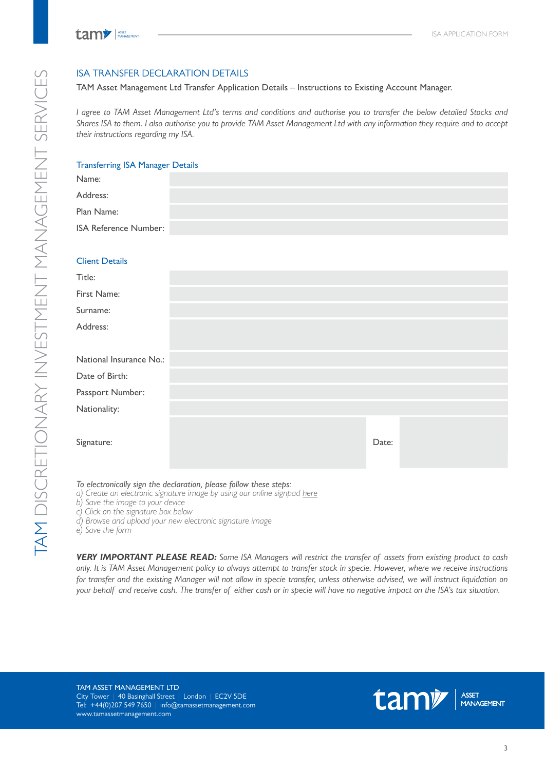## ISA TRANSFER DECLARATION DETAILS

TAM Asset Management Ltd Transfer Application Details – Instructions to Existing Account Manager.

*I agree to TAM Asset Management Ltd's terms and conditions and authorise you to transfer the below detailed Stocks and Shares ISA to them. I also authorise you to provide TAM Asset Management Ltd with any information they require and to accept their instructions regarding my ISA.*

### Transferring ISA Manager Details

| | |
|---|---|
| Name: | |
| Address: | |
| Plan Name: | |
| ISA Reference Number: | |

### Client Details

| | |
|---|---|
| Title: | |
| First Name: | |
| Surname: | |
| Address: | |
| National Insurance No.: | |
| Date of Birth: | |
| Passport Number: | |
| Nationality: | |

| | | | |
|---|---|---|---|
| Signature: | | Date: | |

*To electronically sign the declaration, please follow these steps:*
*a) Create an electronic signature image by using our online signpad here*
*b) Save the image to your device*
*c) Click on the signature box below*
*d) Browse and upload your new electronic signature image*
*e) Save the form*

***VERY IMPORTANT PLEASE READ:*** *Some ISA Managers will restrict the transfer of assets from existing product to cash only. It is TAM Asset Management policy to always attempt to transfer stock in specie. However, where we receive instructions for transfer and the existing Manager will not allow in specie transfer, unless otherwise advised, we will instruct liquidation on your behalf and receive cash. The transfer of either cash or in specie will have no negative impact on the ISA's tax situation.*

TAM ASSET MANAGEMENT LTD
City Tower | 40 Basinghall Street | London | EC2V 5DE
Tel: +44(0)207 549 7650 | info@tamassetmanagement.com
www.tamassetmanagement.com